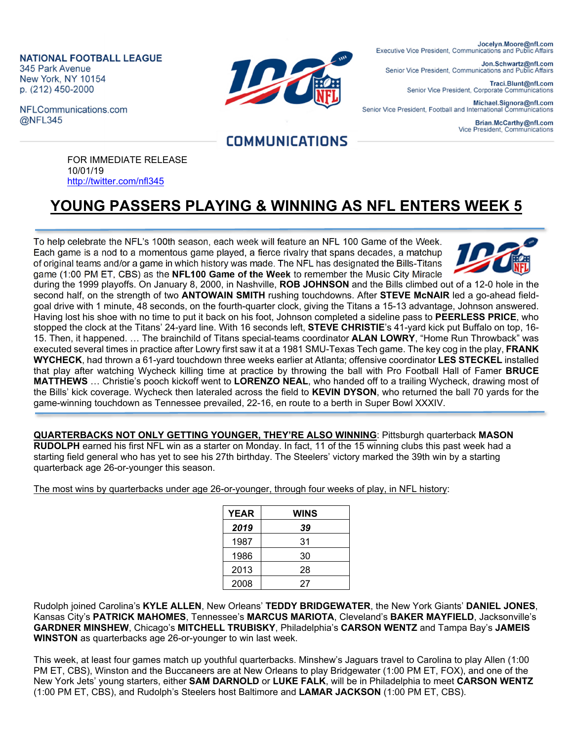**NATIONAL FOOTBALL LEAGUE**
345 Park Avenue
New York, NY 10154
p. (212) 450-2000

NFLCommunications.com
@NFL345

**COMMUNICATIONS**

**Jocelyn.Moore@nfl.com**
Executive Vice President, Communications and Public Affairs

**Jon.Schwartz@nfl.com**
Senior Vice President, Communications and Public Affairs

**Traci.Blunt@nfl.com**
Senior Vice President, Corporate Communications

**Michael.Signora@nfl.com**
Senior Vice President, Football and International Communications

**Brian.McCarthy@nfl.com**
Vice President, Communications

FOR IMMEDIATE RELEASE
10/01/19
http://twitter.com/nfl345

# YOUNG PASSERS PLAYING & WINNING AS NFL ENTERS WEEK 5

To help celebrate the NFL's 100th season, each week will feature an NFL 100 Game of the Week. Each game is a nod to a momentous game played, a fierce rivalry that spans decades, a matchup of original teams and/or a game in which history was made. The NFL has designated the Bills-Titans game (1:00 PM ET, CBS) as the **NFL100 Game of the Week** to remember the Music City Miracle during the 1999 playoffs. On January 8, 2000, in Nashville, **ROB JOHNSON** and the Bills climbed out of a 12-0 hole in the second half, on the strength of two **ANTOWAIN SMITH** rushing touchdowns. After **STEVE McNAIR** led a go-ahead field-goal drive with 1 minute, 48 seconds, on the fourth-quarter clock, giving the Titans a 15-13 advantage, Johnson answered. Having lost his shoe with no time to put it back on his foot, Johnson completed a sideline pass to **PEERLESS PRICE**, who stopped the clock at the Titans' 24-yard line. With 16 seconds left, **STEVE CHRISTIE**'s 41-yard kick put Buffalo on top, 16-15. Then, it happened. … The brainchild of Titans special-teams coordinator **ALAN LOWRY**, "Home Run Throwback" was executed several times in practice after Lowry first saw it at a 1981 SMU-Texas Tech game. The key cog in the play, **FRANK WYCHECK**, had thrown a 61-yard touchdown three weeks earlier at Atlanta; offensive coordinator **LES STECKEL** installed that play after watching Wycheck killing time at practice by throwing the ball with Pro Football Hall of Famer **BRUCE MATTHEWS** … Christie's pooch kickoff went to **LORENZO NEAL**, who handed off to a trailing Wycheck, drawing most of the Bills' kick coverage. Wycheck then lateraled across the field to **KEVIN DYSON**, who returned the ball 70 yards for the game-winning touchdown as Tennessee prevailed, 22-16, en route to a berth in Super Bowl XXXIV.

**QUARTERBACKS NOT ONLY GETTING YOUNGER, THEY'RE ALSO WINNING**: Pittsburgh quarterback **MASON RUDOLPH** earned his first NFL win as a starter on Monday. In fact, 11 of the 15 winning clubs this past week had a starting field general who has yet to see his 27th birthday. The Steelers' victory marked the 39th win by a starting quarterback age 26-or-younger this season.

The most wins by quarterbacks under age 26-or-younger, through four weeks of play, in NFL history:

| YEAR | WINS |
|---|---|
| ***2019*** | ***39*** |
| 1987 | 31 |
| 1986 | 30 |
| 2013 | 28 |
| 2008 | 27 |

Rudolph joined Carolina's **KYLE ALLEN**, New Orleans' **TEDDY BRIDGEWATER**, the New York Giants' **DANIEL JONES**, Kansas City's **PATRICK MAHOMES**, Tennessee's **MARCUS MARIOTA**, Cleveland's **BAKER MAYFIELD**, Jacksonville's **GARDNER MINSHEW**, Chicago's **MITCHELL TRUBISKY**, Philadelphia's **CARSON WENTZ** and Tampa Bay's **JAMEIS WINSTON** as quarterbacks age 26-or-younger to win last week.

This week, at least four games match up youthful quarterbacks. Minshew's Jaguars travel to Carolina to play Allen (1:00 PM ET, CBS), Winston and the Buccaneers are at New Orleans to play Bridgewater (1:00 PM ET, FOX), and one of the New York Jets' young starters, either **SAM DARNOLD** or **LUKE FALK**, will be in Philadelphia to meet **CARSON WENTZ** (1:00 PM ET, CBS), and Rudolph's Steelers host Baltimore and **LAMAR JACKSON** (1:00 PM ET, CBS).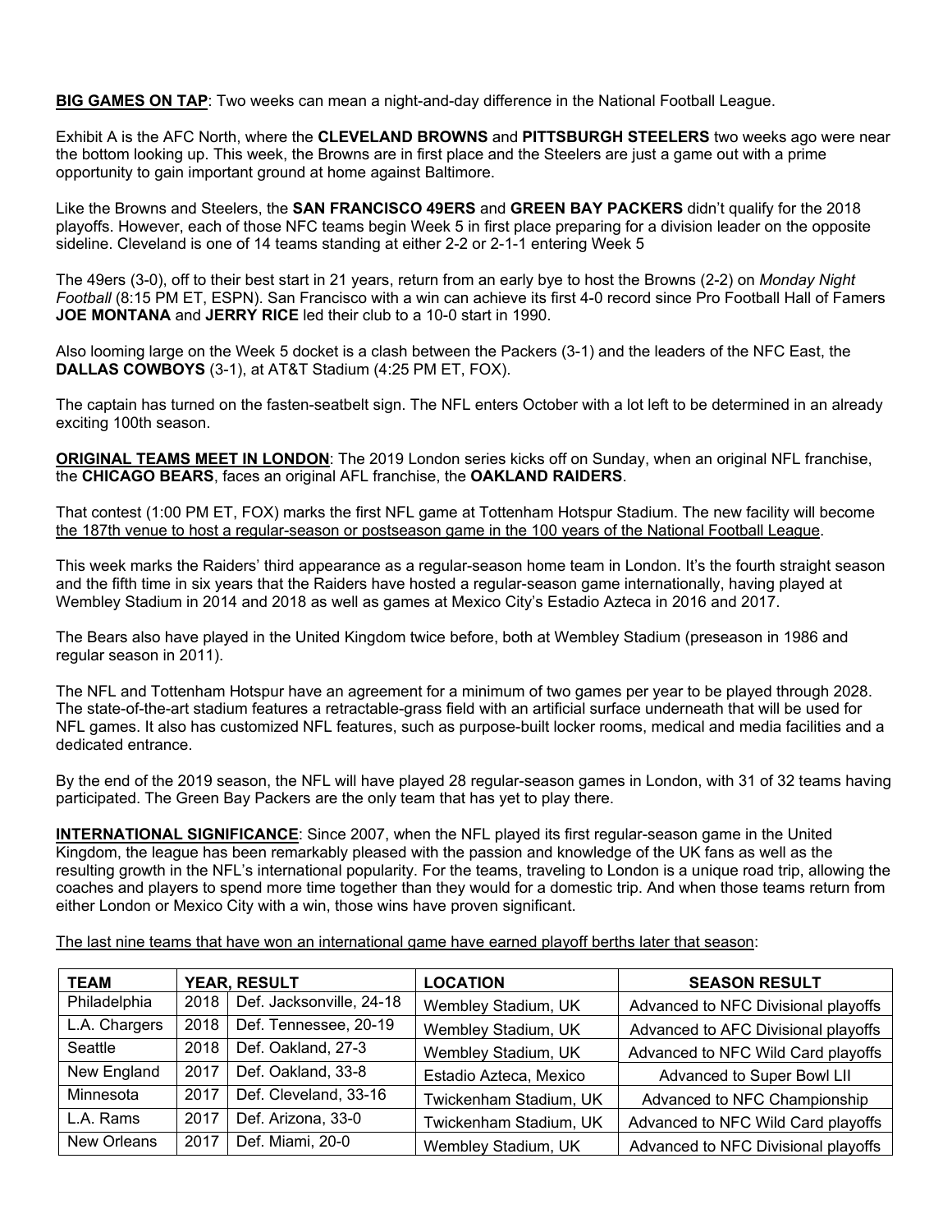**BIG GAMES ON TAP**: Two weeks can mean a night-and-day difference in the National Football League.

Exhibit A is the AFC North, where the **CLEVELAND BROWNS** and **PITTSBURGH STEELERS** two weeks ago were near the bottom looking up. This week, the Browns are in first place and the Steelers are just a game out with a prime opportunity to gain important ground at home against Baltimore.

Like the Browns and Steelers, the **SAN FRANCISCO 49ERS** and **GREEN BAY PACKERS** didn't qualify for the 2018 playoffs. However, each of those NFC teams begin Week 5 in first place preparing for a division leader on the opposite sideline. Cleveland is one of 14 teams standing at either 2-2 or 2-1-1 entering Week 5

The 49ers (3-0), off to their best start in 21 years, return from an early bye to host the Browns (2-2) on *Monday Night Football* (8:15 PM ET, ESPN). San Francisco with a win can achieve its first 4-0 record since Pro Football Hall of Famers **JOE MONTANA** and **JERRY RICE** led their club to a 10-0 start in 1990.

Also looming large on the Week 5 docket is a clash between the Packers (3-1) and the leaders of the NFC East, the **DALLAS COWBOYS** (3-1), at AT&T Stadium (4:25 PM ET, FOX).

The captain has turned on the fasten-seatbelt sign. The NFL enters October with a lot left to be determined in an already exciting 100th season.

**ORIGINAL TEAMS MEET IN LONDON**: The 2019 London series kicks off on Sunday, when an original NFL franchise, the **CHICAGO BEARS**, faces an original AFL franchise, the **OAKLAND RAIDERS**.

That contest (1:00 PM ET, FOX) marks the first NFL game at Tottenham Hotspur Stadium. The new facility will become the 187th venue to host a regular-season or postseason game in the 100 years of the National Football League.

This week marks the Raiders' third appearance as a regular-season home team in London. It's the fourth straight season and the fifth time in six years that the Raiders have hosted a regular-season game internationally, having played at Wembley Stadium in 2014 and 2018 as well as games at Mexico City's Estadio Azteca in 2016 and 2017.

The Bears also have played in the United Kingdom twice before, both at Wembley Stadium (preseason in 1986 and regular season in 2011).

The NFL and Tottenham Hotspur have an agreement for a minimum of two games per year to be played through 2028. The state-of-the-art stadium features a retractable-grass field with an artificial surface underneath that will be used for NFL games. It also has customized NFL features, such as purpose-built locker rooms, medical and media facilities and a dedicated entrance.

By the end of the 2019 season, the NFL will have played 28 regular-season games in London, with 31 of 32 teams having participated. The Green Bay Packers are the only team that has yet to play there.

**INTERNATIONAL SIGNIFICANCE**: Since 2007, when the NFL played its first regular-season game in the United Kingdom, the league has been remarkably pleased with the passion and knowledge of the UK fans as well as the resulting growth in the NFL's international popularity. For the teams, traveling to London is a unique road trip, allowing the coaches and players to spend more time together than they would for a domestic trip. And when those teams return from either London or Mexico City with a win, those wins have proven significant.

The last nine teams that have won an international game have earned playoff berths later that season:

| TEAM | YEAR, RESULT | | LOCATION | SEASON RESULT |
|---|---|---|---|---|
| Philadelphia | 2018 | Def. Jacksonville, 24-18 | Wembley Stadium, UK | Advanced to NFC Divisional playoffs |
| L.A. Chargers | 2018 | Def. Tennessee, 20-19 | Wembley Stadium, UK | Advanced to AFC Divisional playoffs |
| Seattle | 2018 | Def. Oakland, 27-3 | Wembley Stadium, UK | Advanced to NFC Wild Card playoffs |
| New England | 2017 | Def. Oakland, 33-8 | Estadio Azteca, Mexico | Advanced to Super Bowl LII |
| Minnesota | 2017 | Def. Cleveland, 33-16 | Twickenham Stadium, UK | Advanced to NFC Championship |
| L.A. Rams | 2017 | Def. Arizona, 33-0 | Twickenham Stadium, UK | Advanced to NFC Wild Card playoffs |
| New Orleans | 2017 | Def. Miami, 20-0 | Wembley Stadium, UK | Advanced to NFC Divisional playoffs |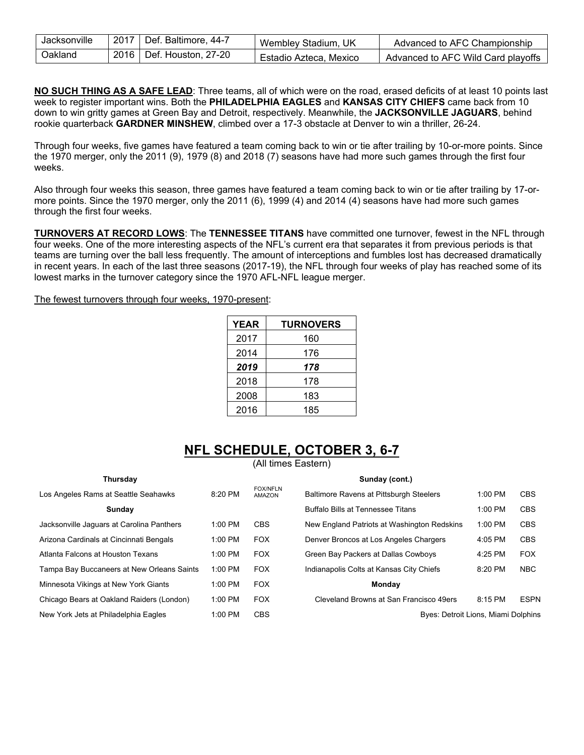| | | | | |
|---|---|---|---|---|
| Jacksonville | 2017 | Def. Baltimore, 44-7 | Wembley Stadium, UK | Advanced to AFC Championship |
| Oakland | 2016 | Def. Houston, 27-20 | Estadio Azteca, Mexico | Advanced to AFC Wild Card playoffs |

**NO SUCH THING AS A SAFE LEAD**: Three teams, all of which were on the road, erased deficits of at least 10 points last week to register important wins. Both the **PHILADELPHIA EAGLES** and **KANSAS CITY CHIEFS** came back from 10 down to win gritty games at Green Bay and Detroit, respectively. Meanwhile, the **JACKSONVILLE JAGUARS**, behind rookie quarterback **GARDNER MINSHEW**, climbed over a 17-3 obstacle at Denver to win a thriller, 26-24.

Through four weeks, five games have featured a team coming back to win or tie after trailing by 10-or-more points. Since the 1970 merger, only the 2011 (9), 1979 (8) and 2018 (7) seasons have had more such games through the first four weeks.

Also through four weeks this season, three games have featured a team coming back to win or tie after trailing by 17-or-more points. Since the 1970 merger, only the 2011 (6), 1999 (4) and 2014 (4) seasons have had more such games through the first four weeks.

**TURNOVERS AT RECORD LOWS**: The **TENNESSEE TITANS** have committed one turnover, fewest in the NFL through four weeks. One of the more interesting aspects of the NFL's current era that separates it from previous periods is that teams are turning over the ball less frequently. The amount of interceptions and fumbles lost has decreased dramatically in recent years. In each of the last three seasons (2017-19), the NFL through four weeks of play has reached some of its lowest marks in the turnover category since the 1970 AFL-NFL league merger.

The fewest turnovers through four weeks, 1970-present:

| YEAR | TURNOVERS |
|---|---|
| 2017 | 160 |
| 2014 | 176 |
| ***2019*** | ***178*** |
| 2018 | 178 |
| 2008 | 183 |
| 2016 | 185 |

## NFL SCHEDULE, OCTOBER 3, 6-7

(All times Eastern)

| Game | Time | Network |
|---|---|---|
| **Thursday** | | |
| Los Angeles Rams at Seattle Seahawks | 8:20 PM | FOX/NFLN AMAZON |
| **Sunday** | | |
| Jacksonville Jaguars at Carolina Panthers | 1:00 PM | CBS |
| Arizona Cardinals at Cincinnati Bengals | 1:00 PM | FOX |
| Atlanta Falcons at Houston Texans | 1:00 PM | FOX |
| Tampa Bay Buccaneers at New Orleans Saints | 1:00 PM | FOX |
| Minnesota Vikings at New York Giants | 1:00 PM | FOX |
| Chicago Bears at Oakland Raiders (London) | 1:00 PM | FOX |
| New York Jets at Philadelphia Eagles | 1:00 PM | CBS |
| **Sunday (cont.)** | | |
| Baltimore Ravens at Pittsburgh Steelers | 1:00 PM | CBS |
| Buffalo Bills at Tennessee Titans | 1:00 PM | CBS |
| New England Patriots at Washington Redskins | 1:00 PM | CBS |
| Denver Broncos at Los Angeles Chargers | 4:05 PM | CBS |
| Green Bay Packers at Dallas Cowboys | 4:25 PM | FOX |
| Indianapolis Colts at Kansas City Chiefs | 8:20 PM | NBC |
| **Monday** | | |
| Cleveland Browns at San Francisco 49ers | 8:15 PM | ESPN |

Byes: Detroit Lions, Miami Dolphins